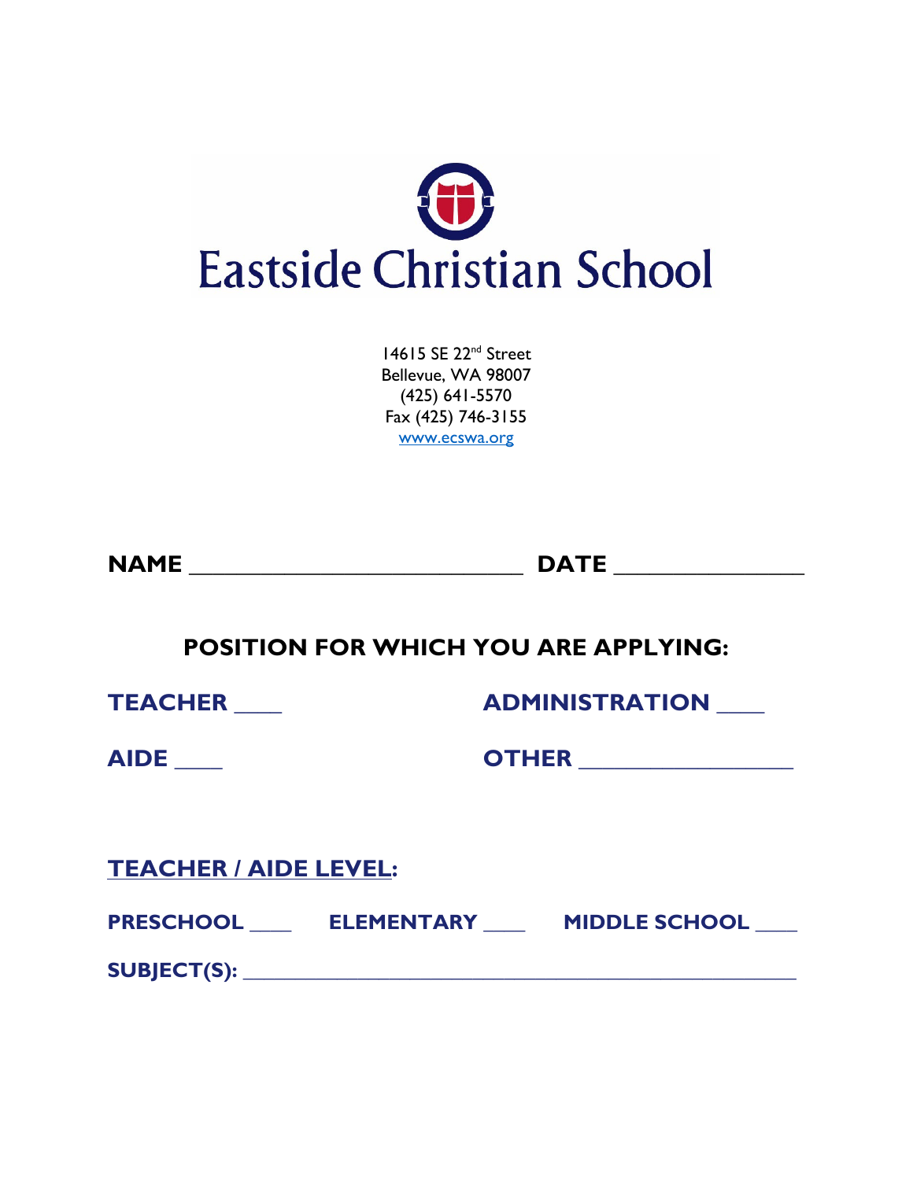# Eastside Christian School

14615 SE 22nd Street
Bellevue, WA 98007
(425) 641-5570
Fax (425) 746-3155
www.ecswa.org

**NAME** ______________________________ **DATE** ________________

## POSITION FOR WHICH YOU ARE APPLYING:

**TEACHER** ____ **ADMINISTRATION** ____

**AIDE** ____ **OTHER** ___________________

**TEACHER / AIDE LEVEL:**

**PRESCHOOL** ____ **ELEMENTARY** ____ **MIDDLE SCHOOL** ____

**SUBJECT(S):** __________________________________________________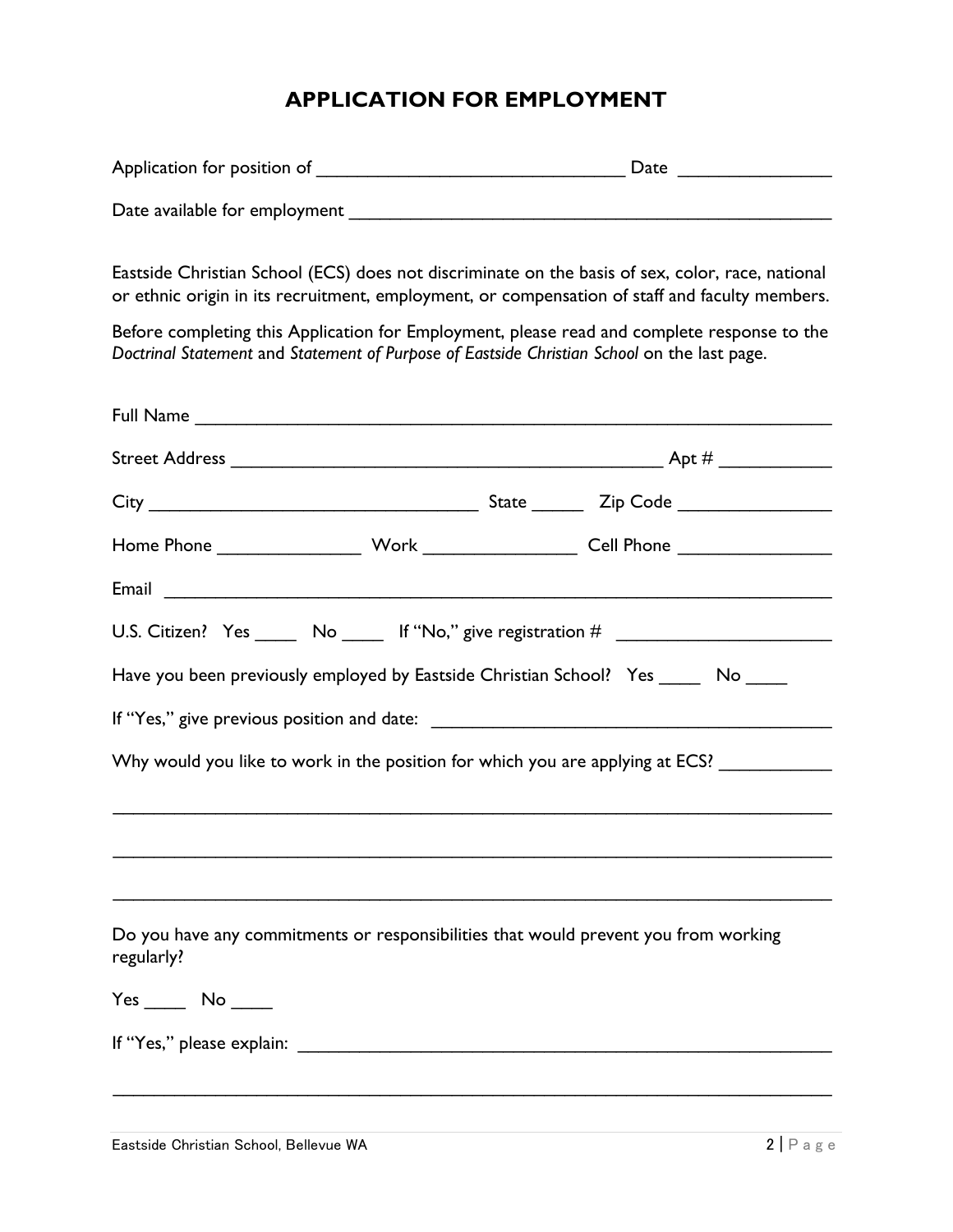# APPLICATION FOR EMPLOYMENT

Application for position of ______________________________ Date ______________

Date available for employment ____________________________________________

Eastside Christian School (ECS) does not discriminate on the basis of sex, color, race, national or ethnic origin in its recruitment, employment, or compensation of staff and faculty members.

Before completing this Application for Employment, please read and complete response to the *Doctrinal Statement* and *Statement of Purpose of Eastside Christian School* on the last page.

Full Name ________________________________________________________

Street Address ______________________________________ Apt # __________

City ____________________________ State _____ Zip Code ______________

Home Phone _____________ Work ______________ Cell Phone ______________

Email ___________________________________________________________

U.S. Citizen? Yes ____ No ____ If "No," give registration # ___________________

Have you been previously employed by Eastside Christian School? Yes ____ No ____

If "Yes," give previous position and date: ___________________________________

Why would you like to work in the position for which you are applying at ECS? __________

_________________________________________________________________

_________________________________________________________________

_________________________________________________________________

Do you have any commitments or responsibilities that would prevent you from working regularly?

Yes ____ No ____

If "Yes," please explain: _______________________________________________

_________________________________________________________________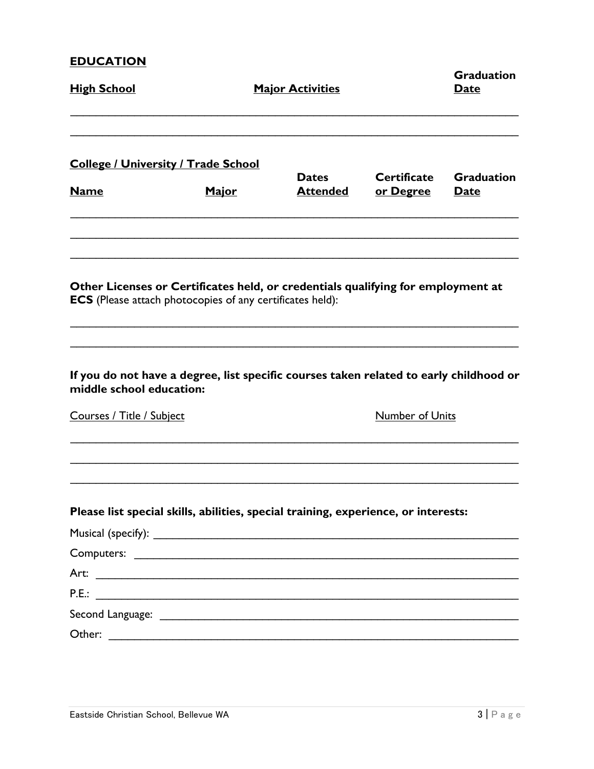## EDUCATION

| High School | Major Activities | Graduation Date |
| --- | --- | --- |
| | | |
| | | |

**College / University / Trade School**

| Name | Major | Dates Attended | Certificate or Degree | Graduation Date |
| --- | --- | --- | --- | --- |
| | | | | |
| | | | | |
| | | | | |

**Other Licenses or Certificates held, or credentials qualifying for employment at ECS** (Please attach photocopies of any certificates held):

\_\_\_\_\_\_\_\_\_\_\_\_\_\_\_\_\_\_\_\_\_\_\_\_\_\_\_\_\_\_\_\_\_\_\_\_\_\_\_\_\_\_\_\_\_\_\_\_\_\_\_\_\_\_\_\_\_\_\_\_\_\_\_\_\_\_\_\_\_\_

\_\_\_\_\_\_\_\_\_\_\_\_\_\_\_\_\_\_\_\_\_\_\_\_\_\_\_\_\_\_\_\_\_\_\_\_\_\_\_\_\_\_\_\_\_\_\_\_\_\_\_\_\_\_\_\_\_\_\_\_\_\_\_\_\_\_\_\_\_\_

**If you do not have a degree, list specific courses taken related to early childhood or middle school education:**

| Courses / Title / Subject | Number of Units |
| --- | --- |
| | |
| | |
| | |

**Please list special skills, abilities, special training, experience, or interests:**

Musical (specify): \_\_\_\_\_\_\_\_\_\_\_\_\_\_\_\_\_\_\_\_\_\_\_\_\_\_\_\_\_\_\_\_\_\_\_\_\_\_\_\_\_\_\_\_\_\_\_\_\_\_\_\_\_\_\_\_

Computers: \_\_\_\_\_\_\_\_\_\_\_\_\_\_\_\_\_\_\_\_\_\_\_\_\_\_\_\_\_\_\_\_\_\_\_\_\_\_\_\_\_\_\_\_\_\_\_\_\_\_\_\_\_\_\_\_\_\_\_\_

Art: \_\_\_\_\_\_\_\_\_\_\_\_\_\_\_\_\_\_\_\_\_\_\_\_\_\_\_\_\_\_\_\_\_\_\_\_\_\_\_\_\_\_\_\_\_\_\_\_\_\_\_\_\_\_\_\_\_\_\_\_\_\_\_\_\_\_

P.E.: \_\_\_\_\_\_\_\_\_\_\_\_\_\_\_\_\_\_\_\_\_\_\_\_\_\_\_\_\_\_\_\_\_\_\_\_\_\_\_\_\_\_\_\_\_\_\_\_\_\_\_\_\_\_\_\_\_\_\_\_\_\_\_\_\_\_

Second Language: \_\_\_\_\_\_\_\_\_\_\_\_\_\_\_\_\_\_\_\_\_\_\_\_\_\_\_\_\_\_\_\_\_\_\_\_\_\_\_\_\_\_\_\_\_\_\_\_\_\_\_\_\_\_\_\_

Other: \_\_\_\_\_\_\_\_\_\_\_\_\_\_\_\_\_\_\_\_\_\_\_\_\_\_\_\_\_\_\_\_\_\_\_\_\_\_\_\_\_\_\_\_\_\_\_\_\_\_\_\_\_\_\_\_\_\_\_\_\_\_\_\_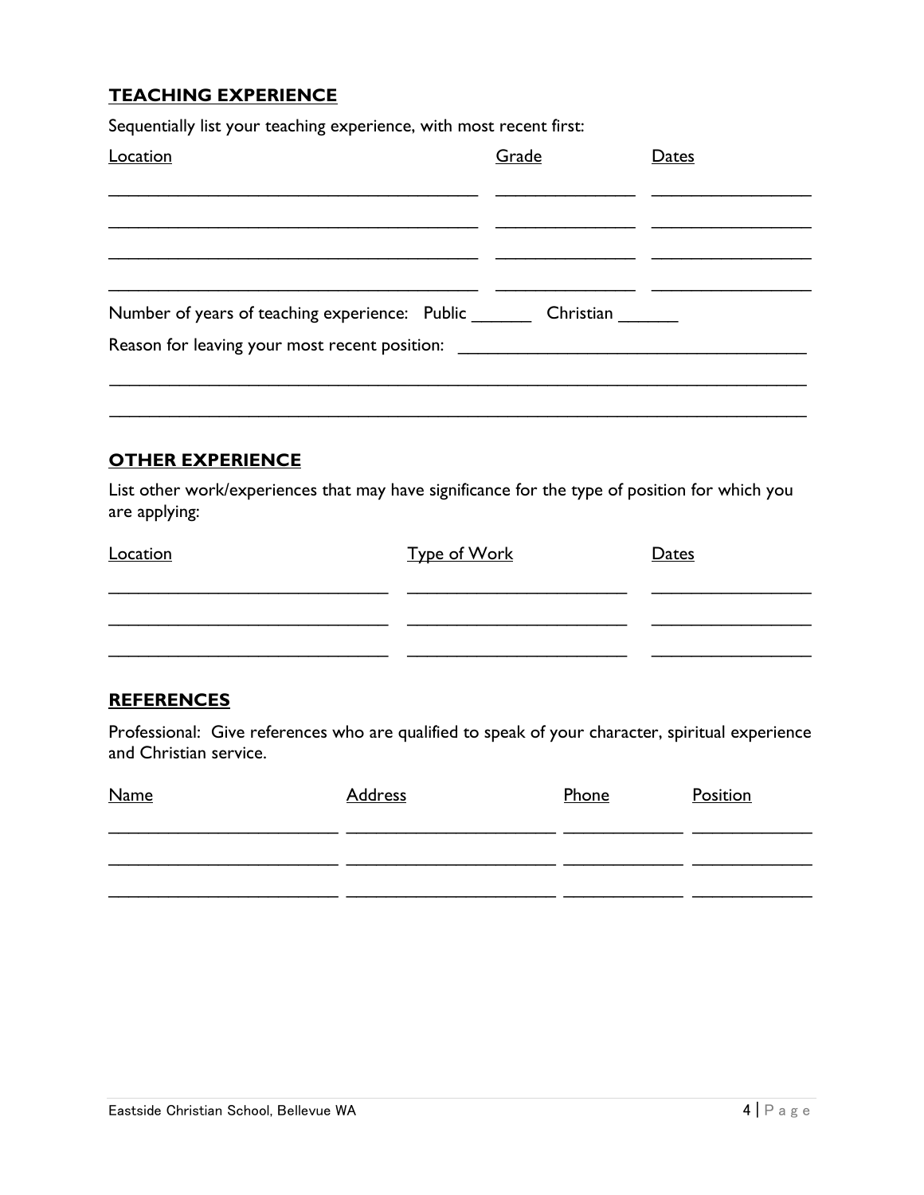## TEACHING EXPERIENCE

Sequentially list your teaching experience, with most recent first:

| Location | Grade | Dates |
| --- | --- | --- |
| | | |
| | | |
| | | |
| | | |

Number of years of teaching experience: Public ______ Christian ______

Reason for leaving your most recent position: ____________________________________

_________________________________________________________________________

_________________________________________________________________________

## OTHER EXPERIENCE

List other work/experiences that may have significance for the type of position for which you are applying:

| Location | Type of Work | Dates |
| --- | --- | --- |
| | | |
| | | |
| | | |

## REFERENCES

Professional: Give references who are qualified to speak of your character, spiritual experience and Christian service.

| Name | Address | Phone | Position |
| --- | --- | --- | --- |
| | | | |
| | | | |
| | | | |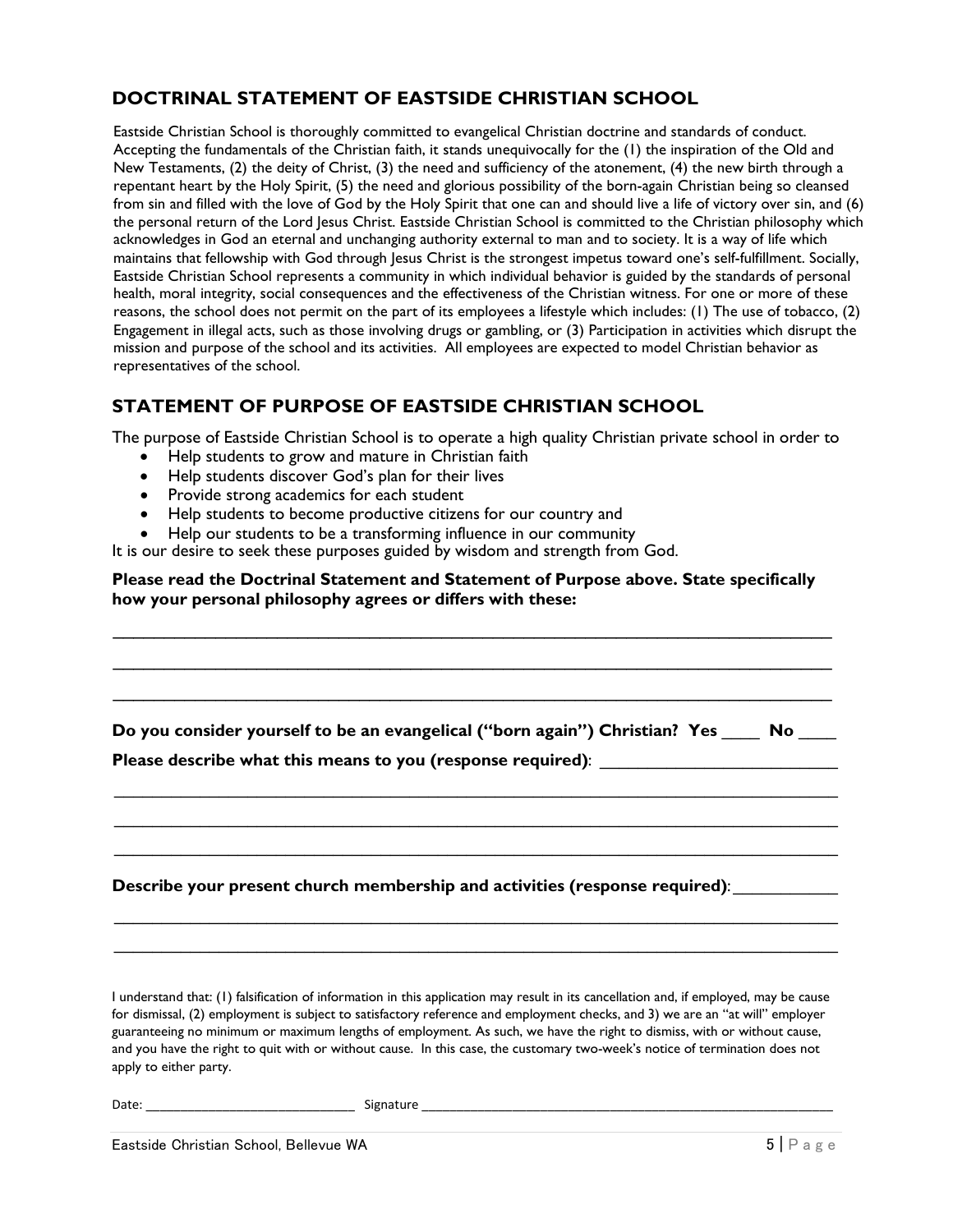## DOCTRINAL STATEMENT OF EASTSIDE CHRISTIAN SCHOOL

Eastside Christian School is thoroughly committed to evangelical Christian doctrine and standards of conduct. Accepting the fundamentals of the Christian faith, it stands unequivocally for the (1) the inspiration of the Old and New Testaments, (2) the deity of Christ, (3) the need and sufficiency of the atonement, (4) the new birth through a repentant heart by the Holy Spirit, (5) the need and glorious possibility of the born-again Christian being so cleansed from sin and filled with the love of God by the Holy Spirit that one can and should live a life of victory over sin, and (6) the personal return of the Lord Jesus Christ. Eastside Christian School is committed to the Christian philosophy which acknowledges in God an eternal and unchanging authority external to man and to society. It is a way of life which maintains that fellowship with God through Jesus Christ is the strongest impetus toward one's self-fulfillment. Socially, Eastside Christian School represents a community in which individual behavior is guided by the standards of personal health, moral integrity, social consequences and the effectiveness of the Christian witness. For one or more of these reasons, the school does not permit on the part of its employees a lifestyle which includes: (1) The use of tobacco, (2) Engagement in illegal acts, such as those involving drugs or gambling, or (3) Participation in activities which disrupt the mission and purpose of the school and its activities. All employees are expected to model Christian behavior as representatives of the school.

## STATEMENT OF PURPOSE OF EASTSIDE CHRISTIAN SCHOOL

The purpose of Eastside Christian School is to operate a high quality Christian private school in order to

- Help students to grow and mature in Christian faith
- Help students discover God's plan for their lives
- Provide strong academics for each student
- Help students to become productive citizens for our country and
- Help our students to be a transforming influence in our community

It is our desire to seek these purposes guided by wisdom and strength from God.

**Please read the Doctrinal Statement and Statement of Purpose above. State specifically how your personal philosophy agrees or differs with these:**

\_\_\_\_\_\_\_\_\_\_\_\_\_\_\_\_\_\_\_\_\_\_\_\_\_\_\_\_\_\_\_\_\_\_\_\_\_\_\_\_\_\_\_\_\_\_\_\_\_\_\_\_\_\_\_\_\_\_\_\_\_\_\_\_\_\_\_\_\_\_\_\_

\_\_\_\_\_\_\_\_\_\_\_\_\_\_\_\_\_\_\_\_\_\_\_\_\_\_\_\_\_\_\_\_\_\_\_\_\_\_\_\_\_\_\_\_\_\_\_\_\_\_\_\_\_\_\_\_\_\_\_\_\_\_\_\_\_\_\_\_\_\_\_\_

\_\_\_\_\_\_\_\_\_\_\_\_\_\_\_\_\_\_\_\_\_\_\_\_\_\_\_\_\_\_\_\_\_\_\_\_\_\_\_\_\_\_\_\_\_\_\_\_\_\_\_\_\_\_\_\_\_\_\_\_\_\_\_\_\_\_\_\_\_\_\_\_

**Do you consider yourself to be an evangelical ("born again") Christian? Yes \_\_\_\_ No \_\_\_\_**

**Please describe what this means to you (response required)**: \_\_\_\_\_\_\_\_\_\_\_\_\_\_\_\_\_\_\_\_\_\_\_\_\_\_

\_\_\_\_\_\_\_\_\_\_\_\_\_\_\_\_\_\_\_\_\_\_\_\_\_\_\_\_\_\_\_\_\_\_\_\_\_\_\_\_\_\_\_\_\_\_\_\_\_\_\_\_\_\_\_\_\_\_\_\_\_\_\_\_\_\_\_\_\_\_\_\_

\_\_\_\_\_\_\_\_\_\_\_\_\_\_\_\_\_\_\_\_\_\_\_\_\_\_\_\_\_\_\_\_\_\_\_\_\_\_\_\_\_\_\_\_\_\_\_\_\_\_\_\_\_\_\_\_\_\_\_\_\_\_\_\_\_\_\_\_\_\_\_\_

\_\_\_\_\_\_\_\_\_\_\_\_\_\_\_\_\_\_\_\_\_\_\_\_\_\_\_\_\_\_\_\_\_\_\_\_\_\_\_\_\_\_\_\_\_\_\_\_\_\_\_\_\_\_\_\_\_\_\_\_\_\_\_\_\_\_\_\_\_\_\_\_

**Describe your present church membership and activities (response required)**: \_\_\_\_\_\_\_\_\_\_\_

\_\_\_\_\_\_\_\_\_\_\_\_\_\_\_\_\_\_\_\_\_\_\_\_\_\_\_\_\_\_\_\_\_\_\_\_\_\_\_\_\_\_\_\_\_\_\_\_\_\_\_\_\_\_\_\_\_\_\_\_\_\_\_\_\_\_\_\_\_\_\_\_

\_\_\_\_\_\_\_\_\_\_\_\_\_\_\_\_\_\_\_\_\_\_\_\_\_\_\_\_\_\_\_\_\_\_\_\_\_\_\_\_\_\_\_\_\_\_\_\_\_\_\_\_\_\_\_\_\_\_\_\_\_\_\_\_\_\_\_\_\_\_\_\_

I understand that: (1) falsification of information in this application may result in its cancellation and, if employed, may be cause for dismissal, (2) employment is subject to satisfactory reference and employment checks, and 3) we are an "at will" employer guaranteeing no minimum or maximum lengths of employment. As such, we have the right to dismiss, with or without cause, and you have the right to quit with or without cause. In this case, the customary two-week's notice of termination does not apply to either party.

Date: \_\_\_\_\_\_\_\_\_\_\_\_\_\_\_\_\_\_\_\_\_\_\_\_\_\_\_\_ Signature \_\_\_\_\_\_\_\_\_\_\_\_\_\_\_\_\_\_\_\_\_\_\_\_\_\_\_\_\_\_\_\_\_\_\_\_\_\_\_\_\_\_\_\_\_\_\_\_\_\_\_\_\_\_\_\_\_\_\_\_